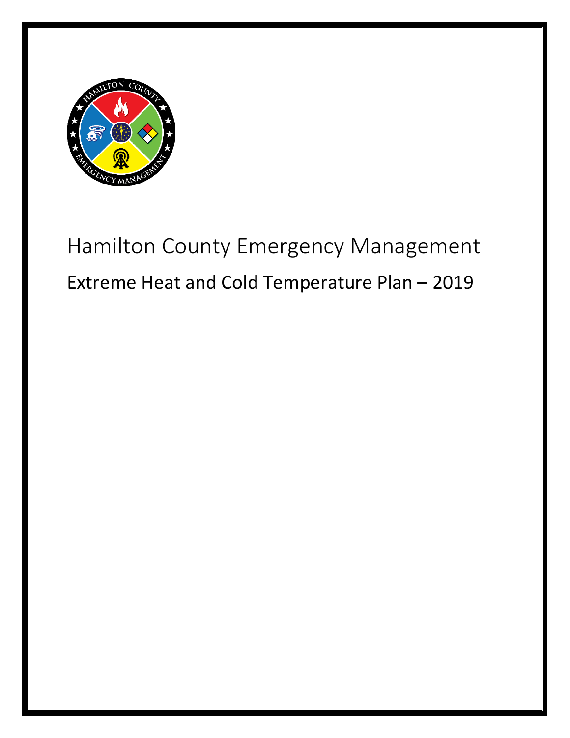# Hamilton County Emergency Management

## Extreme Heat and Cold Temperature Plan – 2019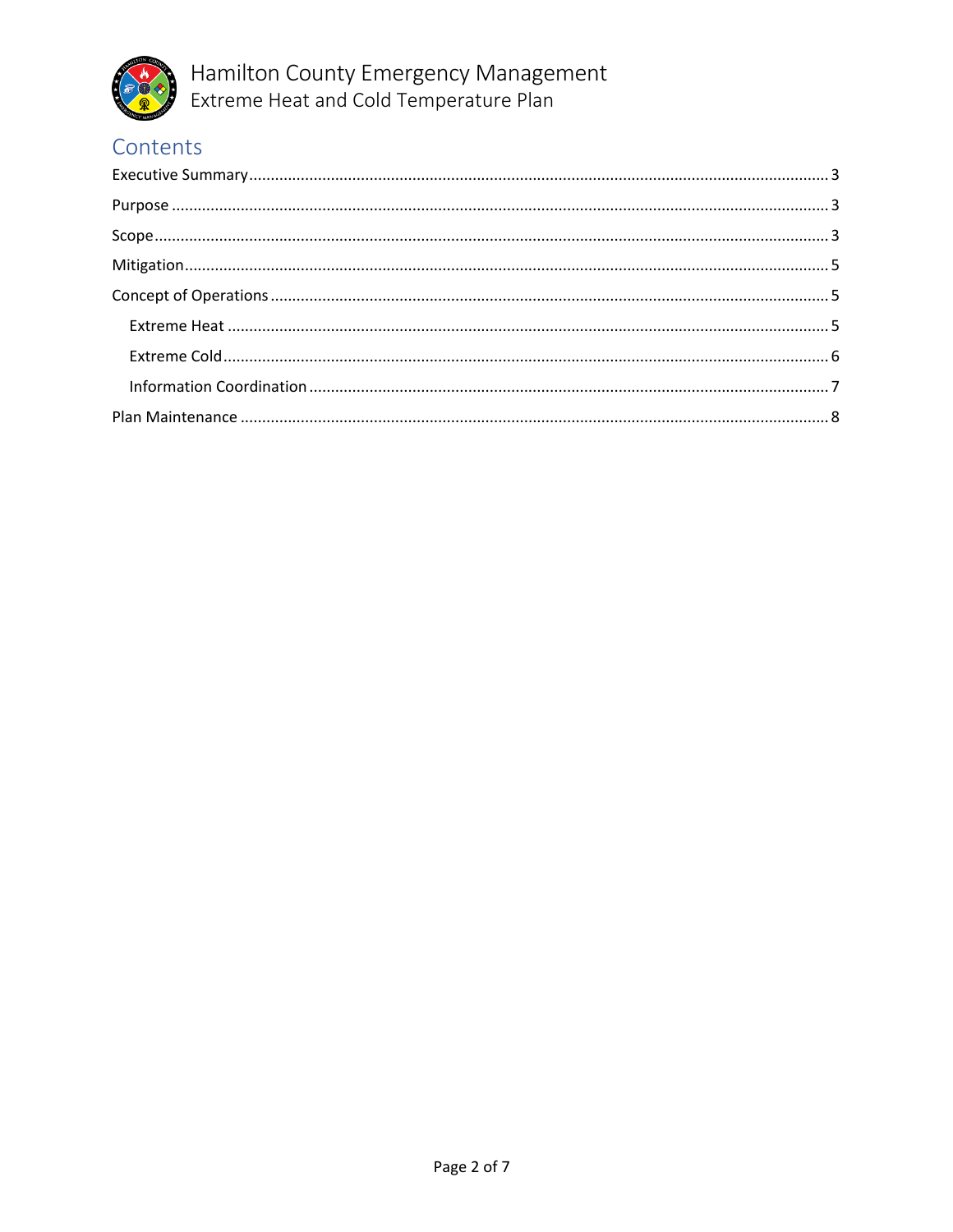# Contents

Executive Summary ........................................................................................................................................ 3

Purpose ......................................................................................................................................................... 3

Scope ............................................................................................................................................................. 3

Mitigation ...................................................................................................................................................... 5

Concept of Operations ................................................................................................................................... 5

  Extreme Heat ............................................................................................................................................ 5

  Extreme Cold ............................................................................................................................................. 6

  Information Coordination .......................................................................................................................... 7

Plan Maintenance .......................................................................................................................................... 8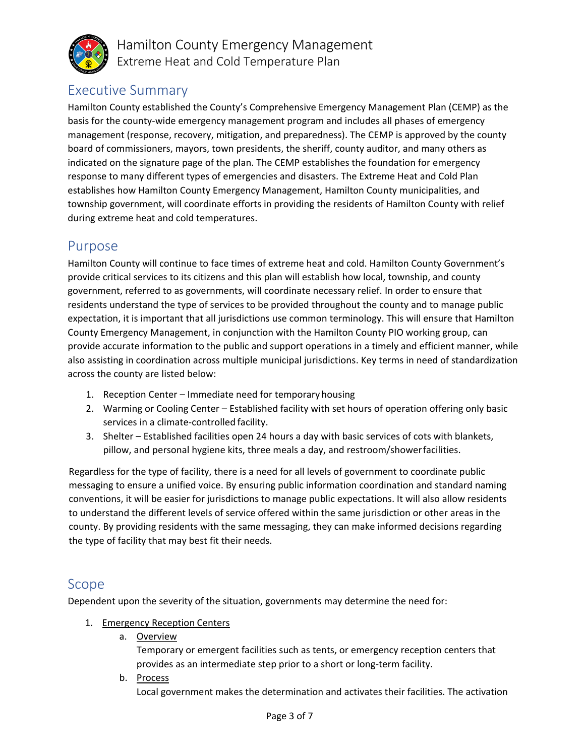## Executive Summary

Hamilton County established the County's Comprehensive Emergency Management Plan (CEMP) as the basis for the county-wide emergency management program and includes all phases of emergency management (response, recovery, mitigation, and preparedness). The CEMP is approved by the county board of commissioners, mayors, town presidents, the sheriff, county auditor, and many others as indicated on the signature page of the plan. The CEMP establishes the foundation for emergency response to many different types of emergencies and disasters. The Extreme Heat and Cold Plan establishes how Hamilton County Emergency Management, Hamilton County municipalities, and township government, will coordinate efforts in providing the residents of Hamilton County with relief during extreme heat and cold temperatures.

## Purpose

Hamilton County will continue to face times of extreme heat and cold. Hamilton County Government's provide critical services to its citizens and this plan will establish how local, township, and county government, referred to as governments, will coordinate necessary relief. In order to ensure that residents understand the type of services to be provided throughout the county and to manage public expectation, it is important that all jurisdictions use common terminology. This will ensure that Hamilton County Emergency Management, in conjunction with the Hamilton County PIO working group, can provide accurate information to the public and support operations in a timely and efficient manner, while also assisting in coordination across multiple municipal jurisdictions. Key terms in need of standardization across the county are listed below:

1. Reception Center – Immediate need for temporary housing
2. Warming or Cooling Center – Established facility with set hours of operation offering only basic services in a climate-controlled facility.
3. Shelter – Established facilities open 24 hours a day with basic services of cots with blankets, pillow, and personal hygiene kits, three meals a day, and restroom/shower facilities.

Regardless for the type of facility, there is a need for all levels of government to coordinate public messaging to ensure a unified voice. By ensuring public information coordination and standard naming conventions, it will be easier for jurisdictions to manage public expectations. It will also allow residents to understand the different levels of service offered within the same jurisdiction or other areas in the county. By providing residents with the same messaging, they can make informed decisions regarding the type of facility that may best fit their needs.

## Scope

Dependent upon the severity of the situation, governments may determine the need for:

1. <u>Emergency Reception Centers</u>
   a. <u>Overview</u>
      Temporary or emergent facilities such as tents, or emergency reception centers that provides as an intermediate step prior to a short or long-term facility.
   b. <u>Process</u>
      Local government makes the determination and activates their facilities. The activation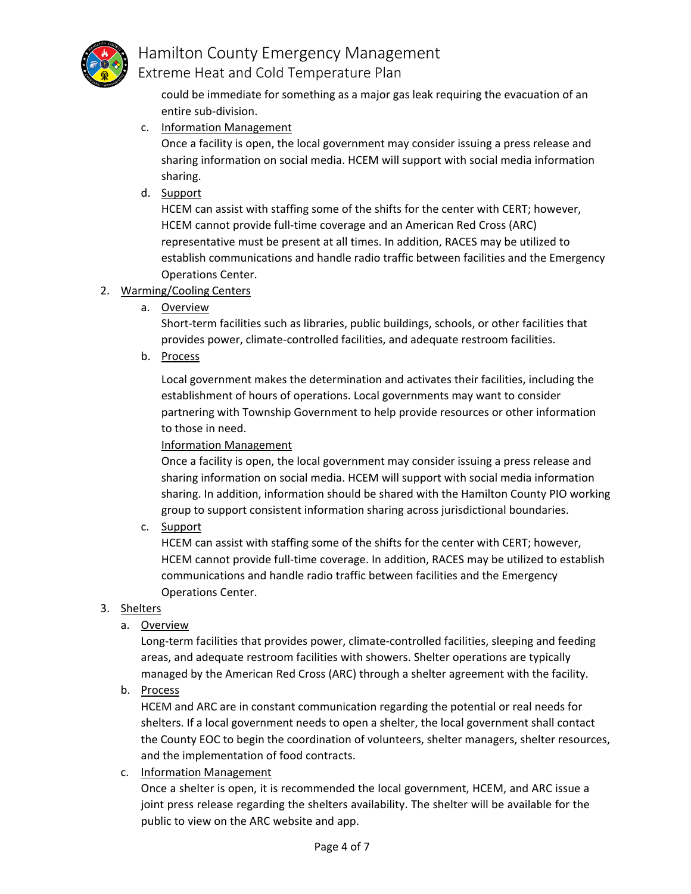could be immediate for something as a major gas leak requiring the evacuation of an entire sub-division.

   c. Information Management

      Once a facility is open, the local government may consider issuing a press release and sharing information on social media. HCEM will support with social media information sharing.

   d. Support

      HCEM can assist with staffing some of the shifts for the center with CERT; however, HCEM cannot provide full-time coverage and an American Red Cross (ARC) representative must be present at all times. In addition, RACES may be utilized to establish communications and handle radio traffic between facilities and the Emergency Operations Center.

2. Warming/Cooling Centers

   a. Overview

      Short-term facilities such as libraries, public buildings, schools, or other facilities that provides power, climate-controlled facilities, and adequate restroom facilities.

   b. Process

      Local government makes the determination and activates their facilities, including the establishment of hours of operations. Local governments may want to consider partnering with Township Government to help provide resources or other information to those in need.

      Information Management

      Once a facility is open, the local government may consider issuing a press release and sharing information on social media. HCEM will support with social media information sharing. In addition, information should be shared with the Hamilton County PIO working group to support consistent information sharing across jurisdictional boundaries.

   c. Support

      HCEM can assist with staffing some of the shifts for the center with CERT; however, HCEM cannot provide full-time coverage. In addition, RACES may be utilized to establish communications and handle radio traffic between facilities and the Emergency Operations Center.

3. Shelters

   a. Overview

      Long-term facilities that provides power, climate-controlled facilities, sleeping and feeding areas, and adequate restroom facilities with showers. Shelter operations are typically managed by the American Red Cross (ARC) through a shelter agreement with the facility.

   b. Process

      HCEM and ARC are in constant communication regarding the potential or real needs for shelters. If a local government needs to open a shelter, the local government shall contact the County EOC to begin the coordination of volunteers, shelter managers, shelter resources, and the implementation of food contracts.

   c. Information Management

      Once a shelter is open, it is recommended the local government, HCEM, and ARC issue a joint press release regarding the shelters availability. The shelter will be available for the public to view on the ARC website and app.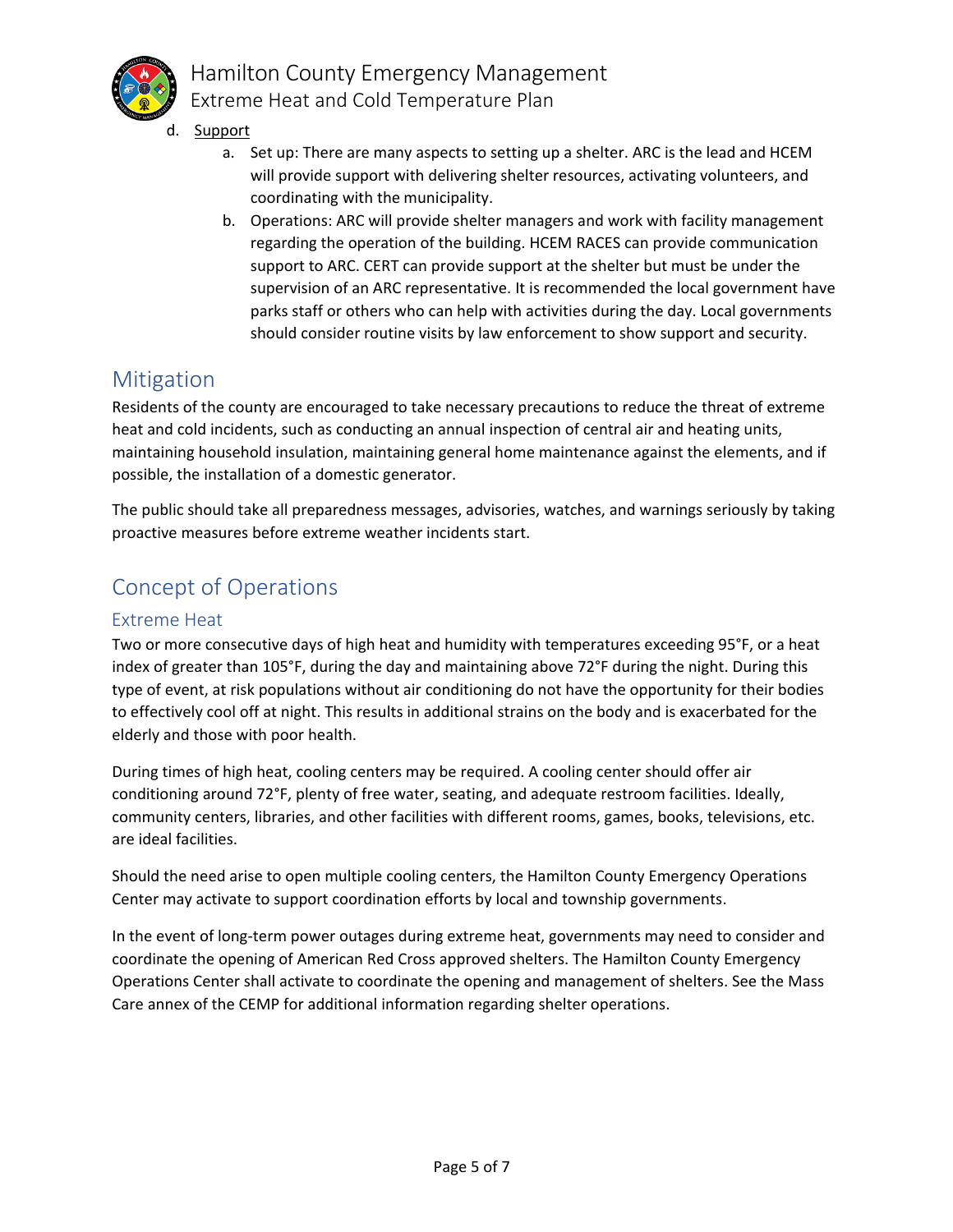d. Support
   a. Set up: There are many aspects to setting up a shelter. ARC is the lead and HCEM will provide support with delivering shelter resources, activating volunteers, and coordinating with the municipality.
   b. Operations: ARC will provide shelter managers and work with facility management regarding the operation of the building. HCEM RACES can provide communication support to ARC. CERT can provide support at the shelter but must be under the supervision of an ARC representative. It is recommended the local government have parks staff or others who can help with activities during the day. Local governments should consider routine visits by law enforcement to show support and security.

## Mitigation

Residents of the county are encouraged to take necessary precautions to reduce the threat of extreme heat and cold incidents, such as conducting an annual inspection of central air and heating units, maintaining household insulation, maintaining general home maintenance against the elements, and if possible, the installation of a domestic generator.

The public should take all preparedness messages, advisories, watches, and warnings seriously by taking proactive measures before extreme weather incidents start.

## Concept of Operations

### Extreme Heat

Two or more consecutive days of high heat and humidity with temperatures exceeding 95°F, or a heat index of greater than 105°F, during the day and maintaining above 72°F during the night. During this type of event, at risk populations without air conditioning do not have the opportunity for their bodies to effectively cool off at night. This results in additional strains on the body and is exacerbated for the elderly and those with poor health.

During times of high heat, cooling centers may be required. A cooling center should offer air conditioning around 72°F, plenty of free water, seating, and adequate restroom facilities. Ideally, community centers, libraries, and other facilities with different rooms, games, books, televisions, etc. are ideal facilities.

Should the need arise to open multiple cooling centers, the Hamilton County Emergency Operations Center may activate to support coordination efforts by local and township governments.

In the event of long-term power outages during extreme heat, governments may need to consider and coordinate the opening of American Red Cross approved shelters. The Hamilton County Emergency Operations Center shall activate to coordinate the opening and management of shelters. See the Mass Care annex of the CEMP for additional information regarding shelter operations.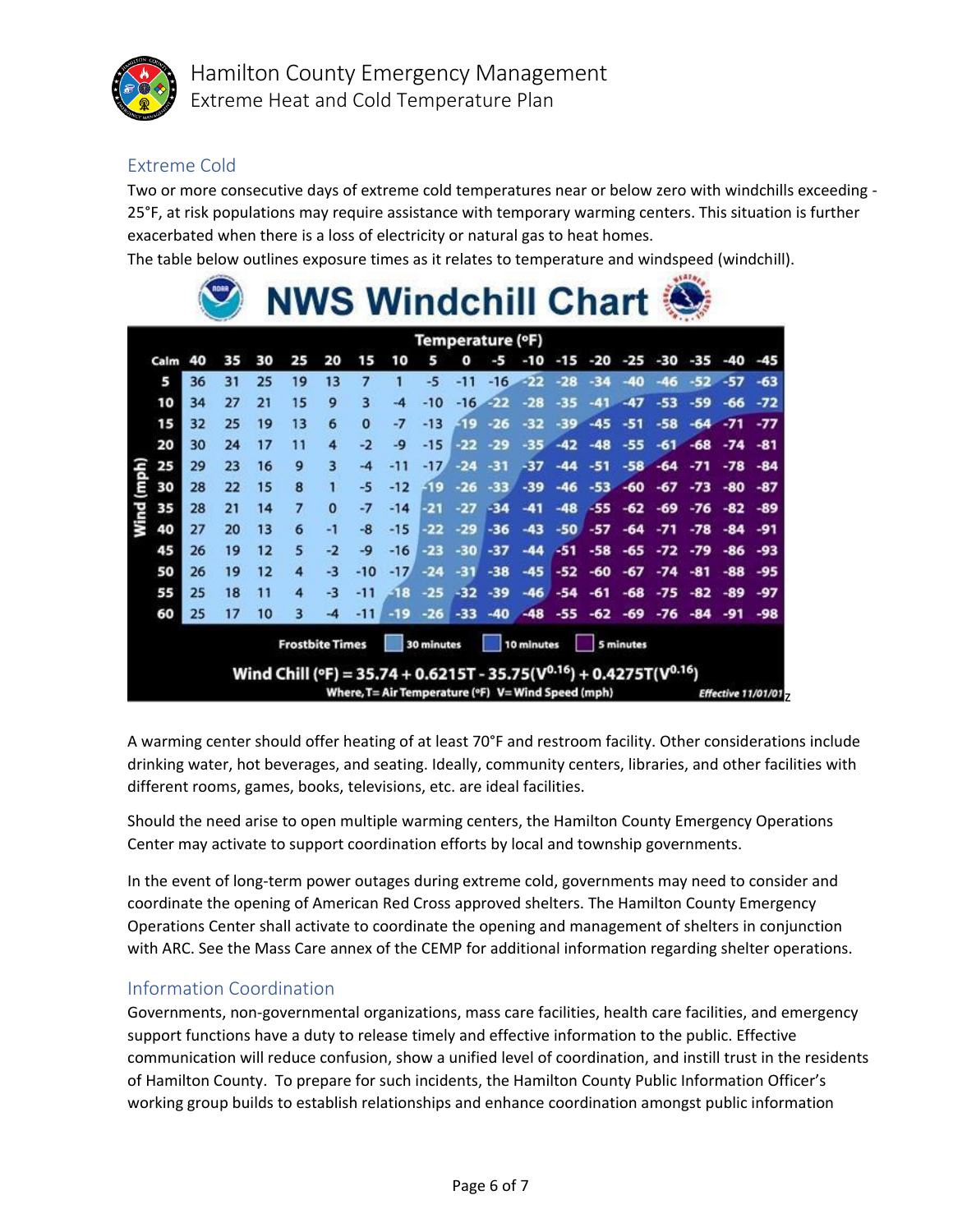## Extreme Cold

Two or more consecutive days of extreme cold temperatures near or below zero with windchills exceeding -25°F, at risk populations may require assistance with temporary warming centers. This situation is further exacerbated when there is a loss of electricity or natural gas to heat homes.

The table below outlines exposure times as it relates to temperature and windspeed (windchill).

**NWS Windchill Chart**

| Wind (mph) \ Temperature (°F) | 40 | 35 | 30 | 25 | 20 | 15 | 10 | 5 | 0 | -5 | -10 | -15 | -20 | -25 | -30 | -35 | -40 | -45 |
|---|---|---|---|---|---|---|---|---|---|---|---|---|---|---|---|---|---|---|
| 5 | 36 | 31 | 25 | 19 | 13 | 7 | 1 | -5 | -11 | -16 | -22 | -28 | -34 | -40 | -46 | -52 | -57 | -63 |
| 10 | 34 | 27 | 21 | 15 | 9 | 3 | -4 | -10 | -16 | -22 | -28 | -35 | -41 | -47 | -53 | -59 | -66 | -72 |
| 15 | 32 | 25 | 19 | 13 | 6 | 0 | -7 | -13 | -19 | -26 | -32 | -39 | -45 | -51 | -58 | -64 | -71 | -77 |
| 20 | 30 | 24 | 17 | 11 | 4 | -2 | -9 | -15 | -22 | -29 | -35 | -42 | -48 | -55 | -61 | -68 | -74 | -81 |
| 25 | 29 | 23 | 16 | 9 | 3 | -4 | -11 | -17 | -24 | -31 | -37 | -44 | -51 | -58 | -64 | -71 | -78 | -84 |
| 30 | 28 | 22 | 15 | 8 | 1 | -5 | -12 | -19 | -26 | -33 | -39 | -46 | -53 | -60 | -67 | -73 | -80 | -87 |
| 35 | 28 | 21 | 14 | 7 | 0 | -7 | -14 | -21 | -27 | -34 | -41 | -48 | -55 | -62 | -69 | -76 | -82 | -89 |
| 40 | 27 | 20 | 13 | 6 | -1 | -8 | -15 | -22 | -29 | -36 | -43 | -50 | -57 | -64 | -71 | -78 | -84 | -91 |
| 45 | 26 | 19 | 12 | 5 | -2 | -9 | -16 | -23 | -30 | -37 | -44 | -51 | -58 | -65 | -72 | -79 | -86 | -93 |
| 50 | 26 | 19 | 12 | 4 | -3 | -10 | -17 | -24 | -31 | -38 | -45 | -52 | -60 | -67 | -74 | -81 | -88 | -95 |
| 55 | 25 | 18 | 11 | 4 | -3 | -11 | -18 | -25 | -32 | -39 | -46 | -54 | -61 | -68 | -75 | -82 | -89 | -97 |
| 60 | 25 | 17 | 10 | 3 | -4 | -11 | -19 | -26 | -33 | -40 | -48 | -55 | -62 | -69 | -76 | -84 | -91 | -98 |

Frostbite Times: 30 minutes, 10 minutes, 5 minutes

$$\text{Wind Chill (°F)} = 35.74 + 0.6215T - 35.75(V^{0.16}) + 0.4275T(V^{0.16})$$

Where, T= Air Temperature (°F) V= Wind Speed (mph)

*Effective 11/01/01*

A warming center should offer heating of at least 70°F and restroom facility. Other considerations include drinking water, hot beverages, and seating. Ideally, community centers, libraries, and other facilities with different rooms, games, books, televisions, etc. are ideal facilities.

Should the need arise to open multiple warming centers, the Hamilton County Emergency Operations Center may activate to support coordination efforts by local and township governments.

In the event of long-term power outages during extreme cold, governments may need to consider and coordinate the opening of American Red Cross approved shelters. The Hamilton County Emergency Operations Center shall activate to coordinate the opening and management of shelters in conjunction with ARC. See the Mass Care annex of the CEMP for additional information regarding shelter operations.

## Information Coordination

Governments, non-governmental organizations, mass care facilities, health care facilities, and emergency support functions have a duty to release timely and effective information to the public. Effective communication will reduce confusion, show a unified level of coordination, and instill trust in the residents of Hamilton County. To prepare for such incidents, the Hamilton County Public Information Officer's working group builds to establish relationships and enhance coordination amongst public information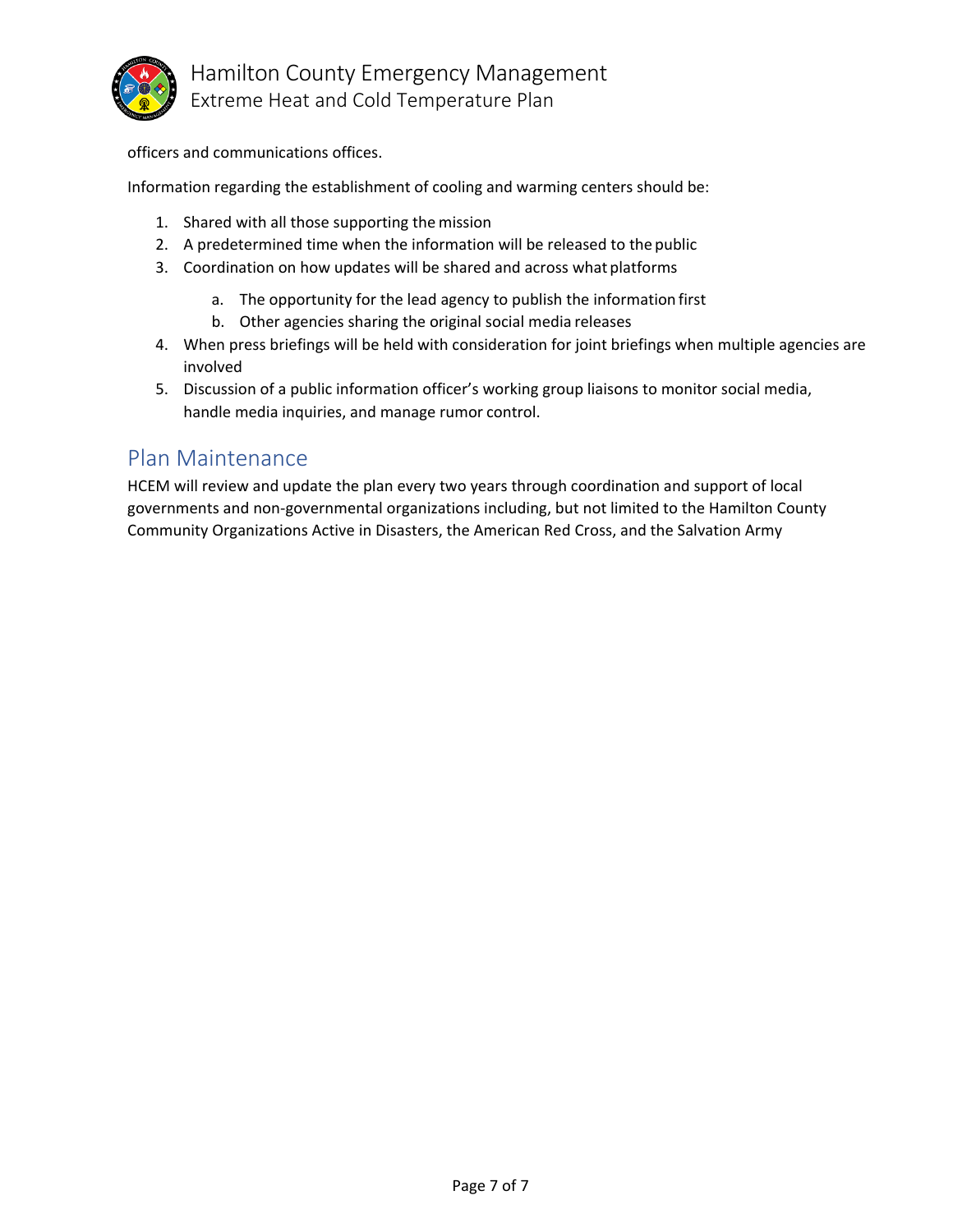officers and communications offices.

Information regarding the establishment of cooling and warming centers should be:

1. Shared with all those supporting the mission
2. A predetermined time when the information will be released to the public
3. Coordination on how updates will be shared and across what platforms
    a. The opportunity for the lead agency to publish the information first
    b. Other agencies sharing the original social media releases
4. When press briefings will be held with consideration for joint briefings when multiple agencies are involved
5. Discussion of a public information officer's working group liaisons to monitor social media, handle media inquiries, and manage rumor control.

## Plan Maintenance

HCEM will review and update the plan every two years through coordination and support of local governments and non-governmental organizations including, but not limited to the Hamilton County Community Organizations Active in Disasters, the American Red Cross, and the Salvation Army